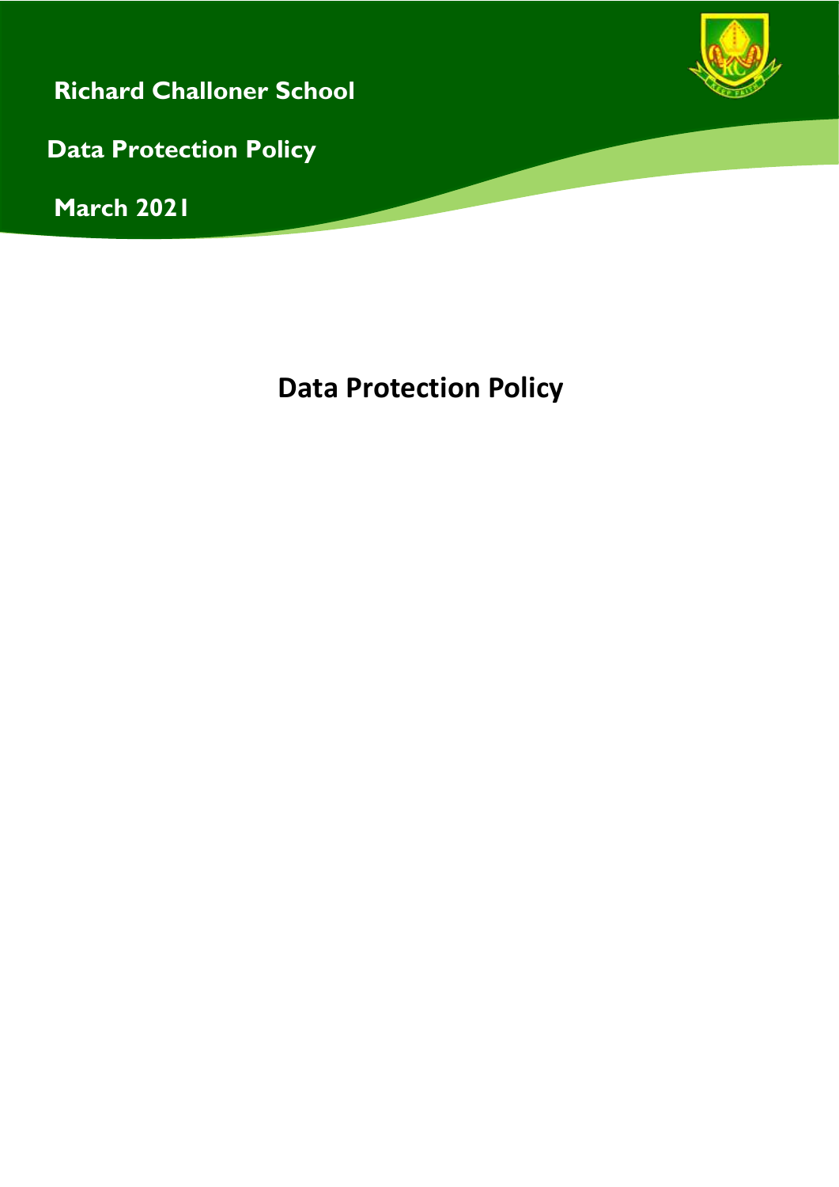**Richard Challoner School**

**Data Protection Policy**

**March 2021**

# Data Protection Policy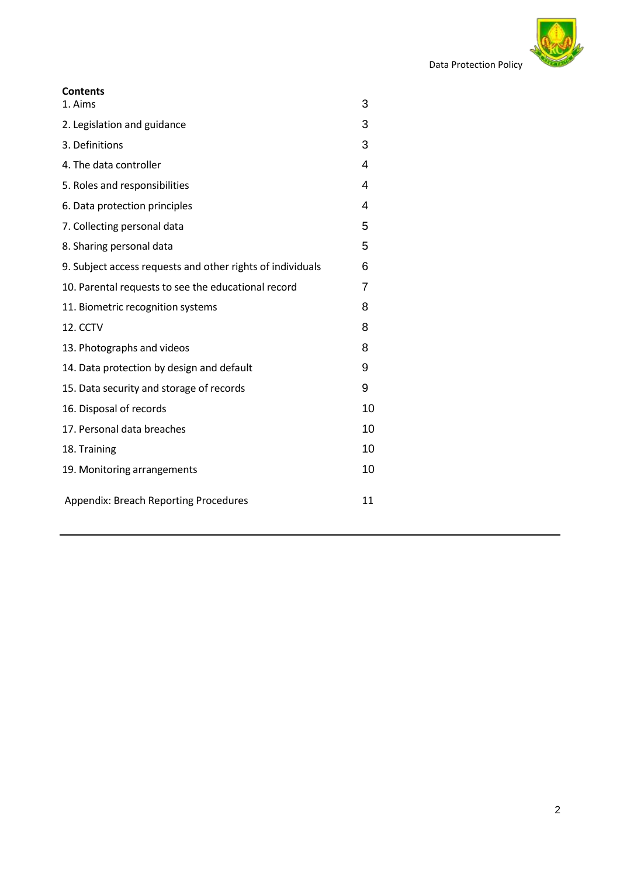**Contents**

| | |
|---|---|
| 1. Aims | 3 |
| 2. Legislation and guidance | 3 |
| 3. Definitions | 3 |
| 4. The data controller | 4 |
| 5. Roles and responsibilities | 4 |
| 6. Data protection principles | 4 |
| 7. Collecting personal data | 5 |
| 8. Sharing personal data | 5 |
| 9. Subject access requests and other rights of individuals | 6 |
| 10. Parental requests to see the educational record | 7 |
| 11. Biometric recognition systems | 8 |
| 12. CCTV | 8 |
| 13. Photographs and videos | 8 |
| 14. Data protection by design and default | 9 |
| 15. Data security and storage of records | 9 |
| 16. Disposal of records | 10 |
| 17. Personal data breaches | 10 |
| 18. Training | 10 |
| 19. Monitoring arrangements | 10 |
| Appendix: Breach Reporting Procedures | 11 |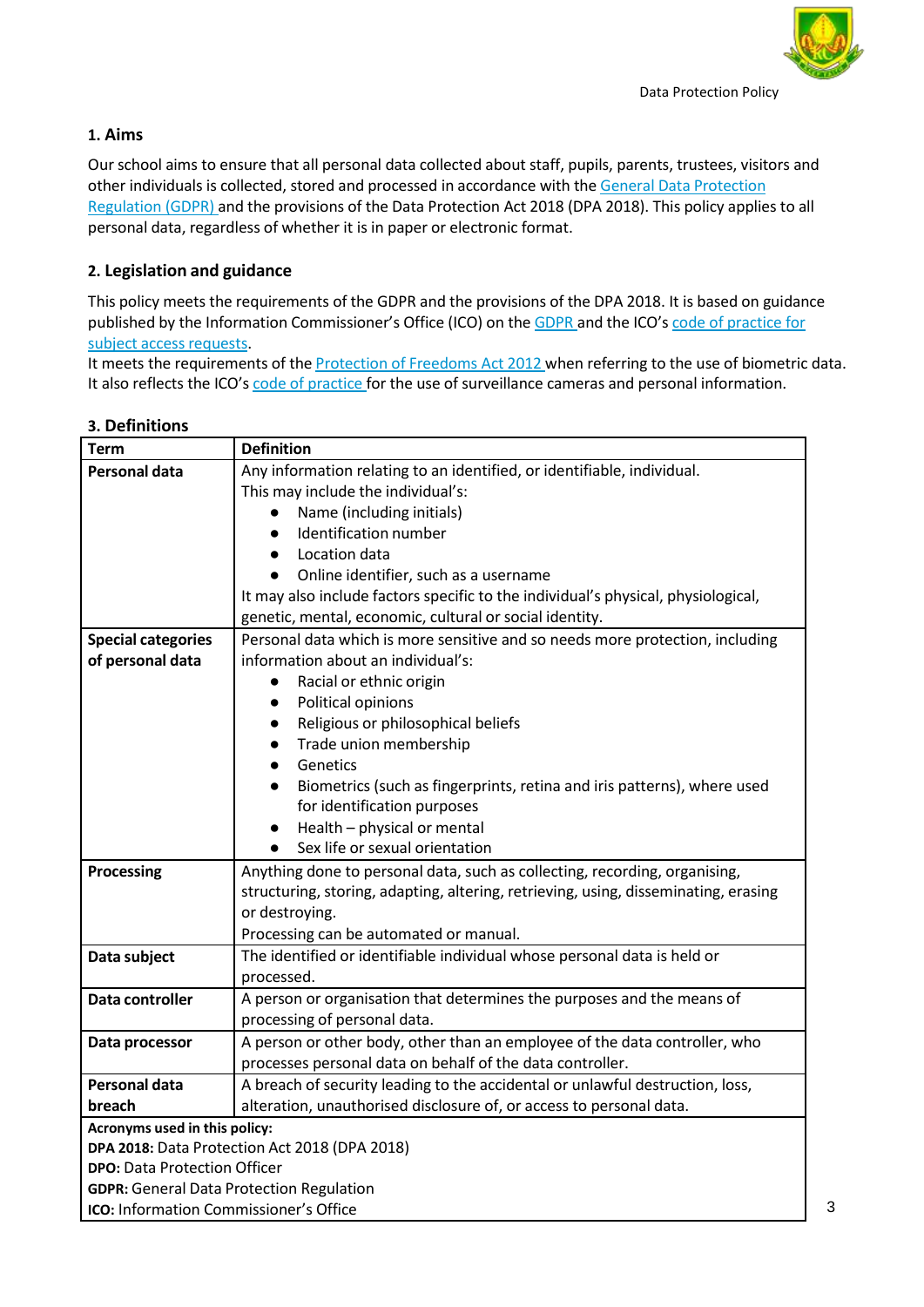## 1. Aims

Our school aims to ensure that all personal data collected about staff, pupils, parents, trustees, visitors and other individuals is collected, stored and processed in accordance with the General Data Protection Regulation (GDPR) and the provisions of the Data Protection Act 2018 (DPA 2018). This policy applies to all personal data, regardless of whether it is in paper or electronic format.

## 2. Legislation and guidance

This policy meets the requirements of the GDPR and the provisions of the DPA 2018. It is based on guidance published by the Information Commissioner's Office (ICO) on the GDPR and the ICO's code of practice for subject access requests.

It meets the requirements of the Protection of Freedoms Act 2012 when referring to the use of biometric data. It also reflects the ICO's code of practice for the use of surveillance cameras and personal information.

## 3. Definitions

| Term | Definition |
|---|---|
| **Personal data** | Any information relating to an identified, or identifiable, individual.<br>This may include the individual's:<br>● Name (including initials)<br>● Identification number<br>● Location data<br>● Online identifier, such as a username<br>It may also include factors specific to the individual's physical, physiological, genetic, mental, economic, cultural or social identity. |
| **Special categories of personal data** | Personal data which is more sensitive and so needs more protection, including information about an individual's:<br>● Racial or ethnic origin<br>● Political opinions<br>● Religious or philosophical beliefs<br>● Trade union membership<br>● Genetics<br>● Biometrics (such as fingerprints, retina and iris patterns), where used for identification purposes<br>● Health – physical or mental<br>● Sex life or sexual orientation |
| **Processing** | Anything done to personal data, such as collecting, recording, organising, structuring, storing, adapting, altering, retrieving, using, disseminating, erasing or destroying.<br>Processing can be automated or manual. |
| **Data subject** | The identified or identifiable individual whose personal data is held or processed. |
| **Data controller** | A person or organisation that determines the purposes and the means of processing of personal data. |
| **Data processor** | A person or other body, other than an employee of the data controller, who processes personal data on behalf of the data controller. |
| **Personal data breach** | A breach of security leading to the accidental or unlawful destruction, loss, alteration, unauthorised disclosure of, or access to personal data. |
| **Acronyms used in this policy:**<br>**DPA 2018:** Data Protection Act 2018 (DPA 2018)<br>**DPO:** Data Protection Officer<br>**GDPR:** General Data Protection Regulation<br>**ICO:** Information Commissioner's Office | |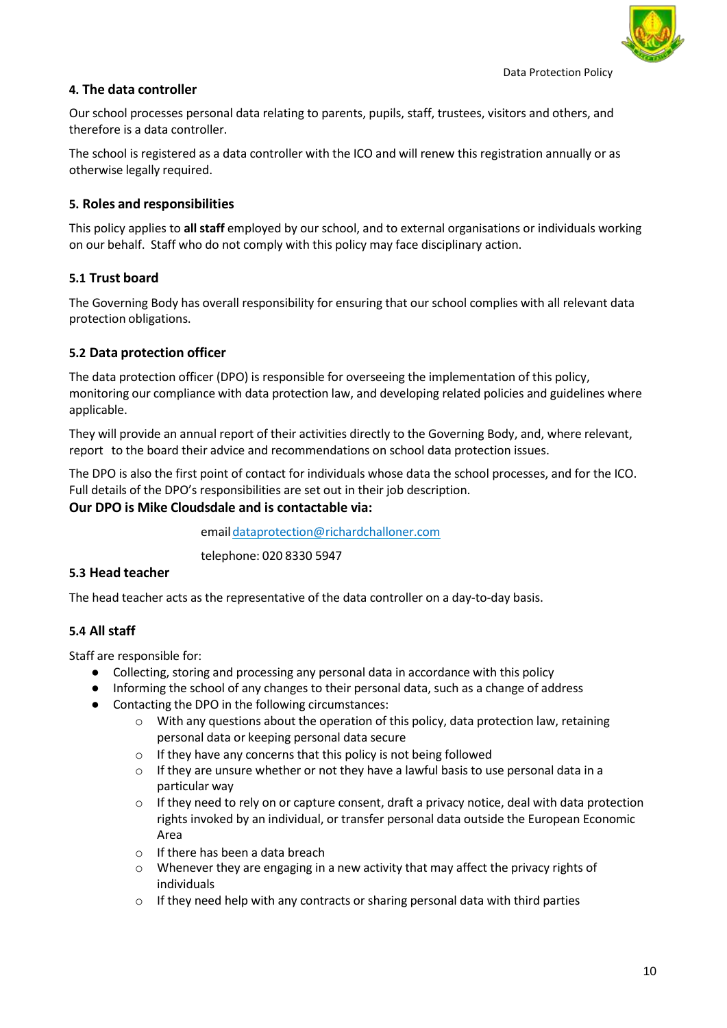## 4. The data controller

Our school processes personal data relating to parents, pupils, staff, trustees, visitors and others, and therefore is a data controller.

The school is registered as a data controller with the ICO and will renew this registration annually or as otherwise legally required.

## 5. Roles and responsibilities

This policy applies to **all staff** employed by our school, and to external organisations or individuals working on our behalf. Staff who do not comply with this policy may face disciplinary action.

### 5.1 Trust board

The Governing Body has overall responsibility for ensuring that our school complies with all relevant data protection obligations.

### 5.2 Data protection officer

The data protection officer (DPO) is responsible for overseeing the implementation of this policy, monitoring our compliance with data protection law, and developing related policies and guidelines where applicable.

They will provide an annual report of their activities directly to the Governing Body, and, where relevant, report to the board their advice and recommendations on school data protection issues.

The DPO is also the first point of contact for individuals whose data the school processes, and for the ICO. Full details of the DPO's responsibilities are set out in their job description.

**Our DPO is Mike Cloudsdale and is contactable via:**

email dataprotection@richardchalloner.com

telephone: 020 8330 5947

### 5.3 Head teacher

The head teacher acts as the representative of the data controller on a day-to-day basis.

### 5.4 All staff

Staff are responsible for:

- Collecting, storing and processing any personal data in accordance with this policy
- Informing the school of any changes to their personal data, such as a change of address
- Contacting the DPO in the following circumstances:
  - With any questions about the operation of this policy, data protection law, retaining personal data or keeping personal data secure
  - If they have any concerns that this policy is not being followed
  - If they are unsure whether or not they have a lawful basis to use personal data in a particular way
  - If they need to rely on or capture consent, draft a privacy notice, deal with data protection rights invoked by an individual, or transfer personal data outside the European Economic Area
  - If there has been a data breach
  - Whenever they are engaging in a new activity that may affect the privacy rights of individuals
  - If they need help with any contracts or sharing personal data with third parties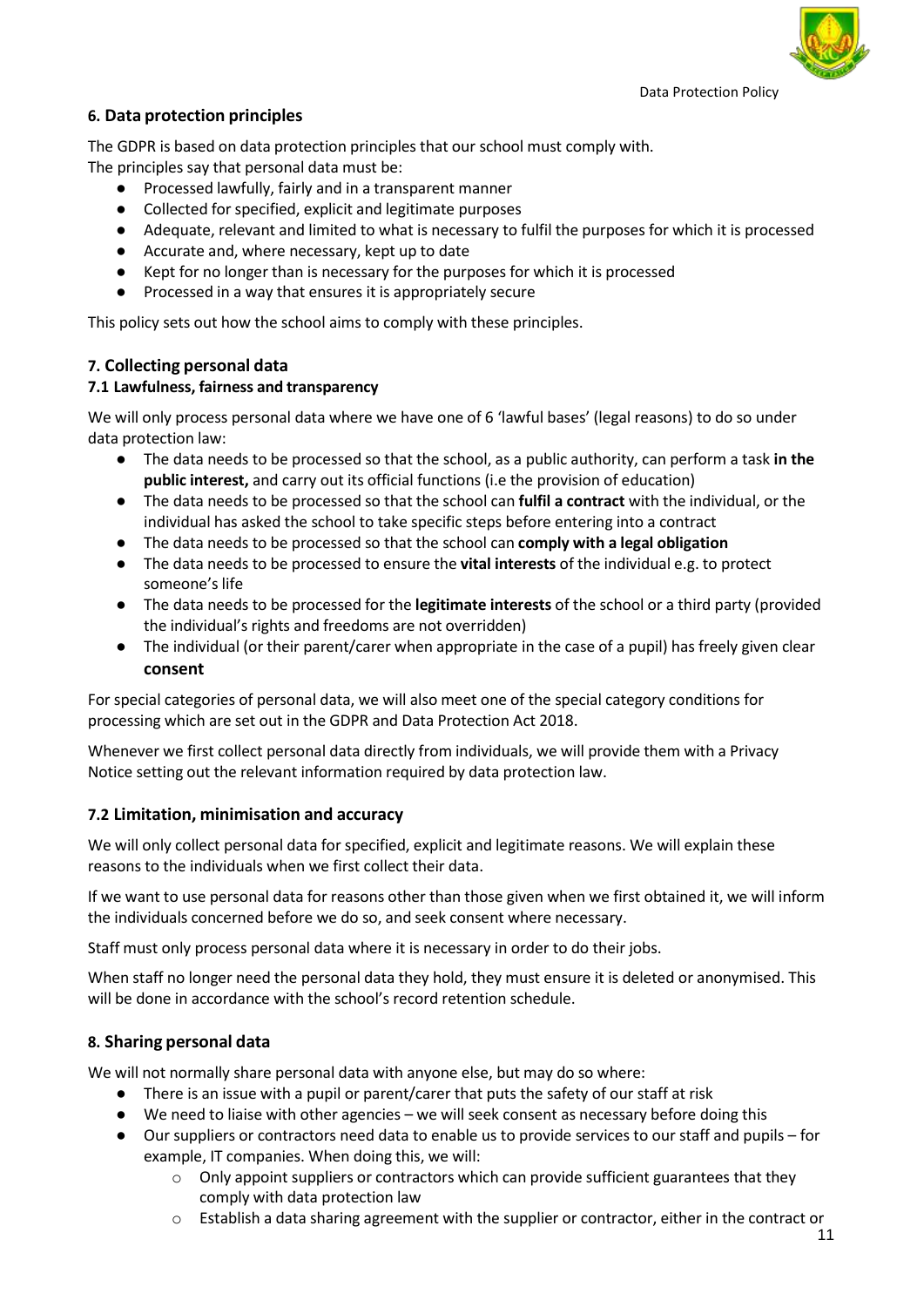## 6. Data protection principles

The GDPR is based on data protection principles that our school must comply with.
The principles say that personal data must be:

- Processed lawfully, fairly and in a transparent manner
- Collected for specified, explicit and legitimate purposes
- Adequate, relevant and limited to what is necessary to fulfil the purposes for which it is processed
- Accurate and, where necessary, kept up to date
- Kept for no longer than is necessary for the purposes for which it is processed
- Processed in a way that ensures it is appropriately secure

This policy sets out how the school aims to comply with these principles.

## 7. Collecting personal data

### 7.1 Lawfulness, fairness and transparency

We will only process personal data where we have one of 6 'lawful bases' (legal reasons) to do so under data protection law:

- The data needs to be processed so that the school, as a public authority, can perform a task **in the public interest,** and carry out its official functions (i.e the provision of education)
- The data needs to be processed so that the school can **fulfil a contract** with the individual, or the individual has asked the school to take specific steps before entering into a contract
- The data needs to be processed so that the school can **comply with a legal obligation**
- The data needs to be processed to ensure the **vital interests** of the individual e.g. to protect someone's life
- The data needs to be processed for the **legitimate interests** of the school or a third party (provided the individual's rights and freedoms are not overridden)
- The individual (or their parent/carer when appropriate in the case of a pupil) has freely given clear **consent**

For special categories of personal data, we will also meet one of the special category conditions for processing which are set out in the GDPR and Data Protection Act 2018.

Whenever we first collect personal data directly from individuals, we will provide them with a Privacy Notice setting out the relevant information required by data protection law.

### 7.2 Limitation, minimisation and accuracy

We will only collect personal data for specified, explicit and legitimate reasons. We will explain these reasons to the individuals when we first collect their data.

If we want to use personal data for reasons other than those given when we first obtained it, we will inform the individuals concerned before we do so, and seek consent where necessary.

Staff must only process personal data where it is necessary in order to do their jobs.

When staff no longer need the personal data they hold, they must ensure it is deleted or anonymised. This will be done in accordance with the school's record retention schedule.

## 8. Sharing personal data

We will not normally share personal data with anyone else, but may do so where:

- There is an issue with a pupil or parent/carer that puts the safety of our staff at risk
- We need to liaise with other agencies – we will seek consent as necessary before doing this
- Our suppliers or contractors need data to enable us to provide services to our staff and pupils – for example, IT companies. When doing this, we will:
    - Only appoint suppliers or contractors which can provide sufficient guarantees that they comply with data protection law
    - Establish a data sharing agreement with the supplier or contractor, either in the contract or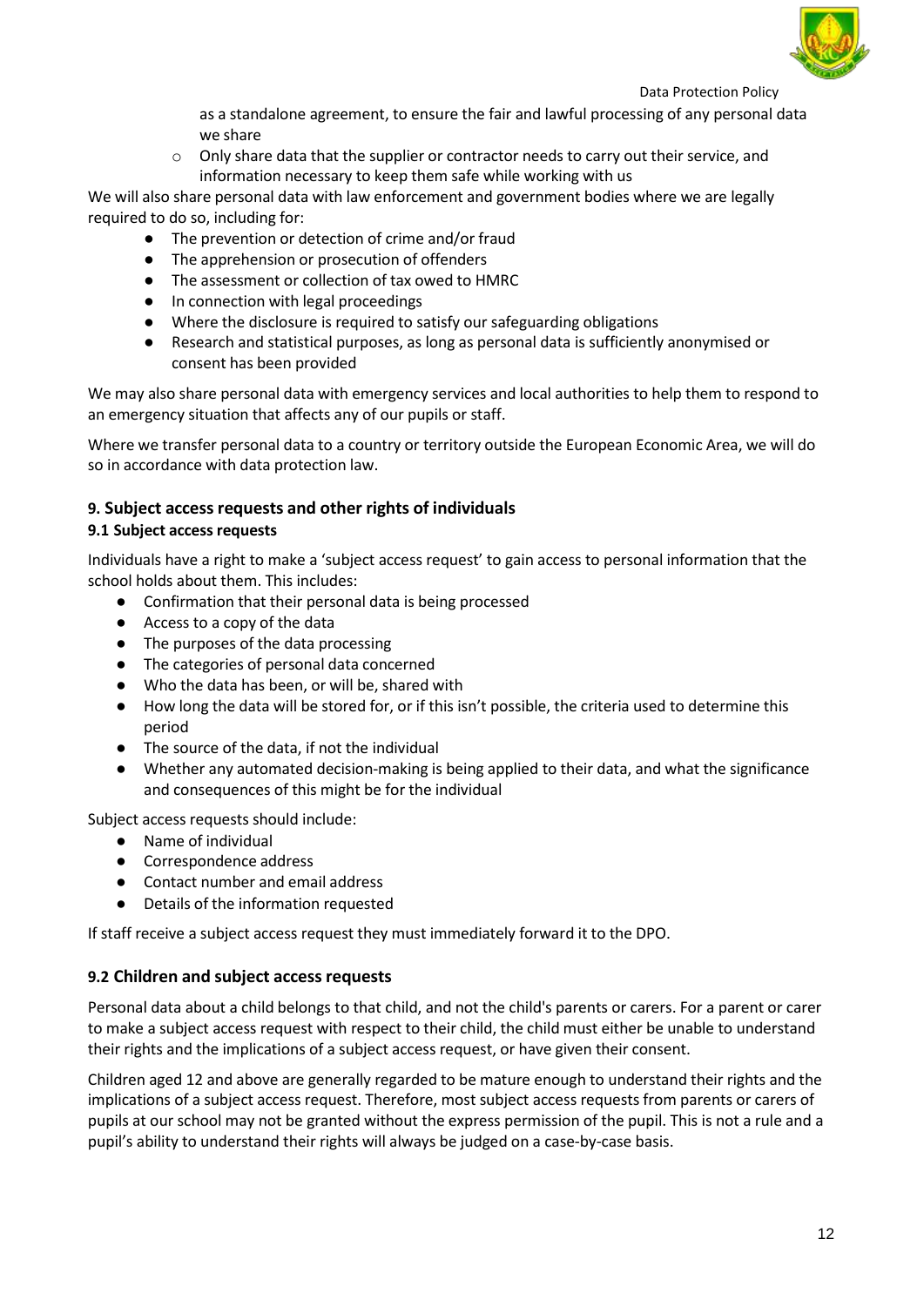as a standalone agreement, to ensure the fair and lawful processing of any personal data we share

  - Only share data that the supplier or contractor needs to carry out their service, and information necessary to keep them safe while working with us

We will also share personal data with law enforcement and government bodies where we are legally required to do so, including for:

- The prevention or detection of crime and/or fraud
- The apprehension or prosecution of offenders
- The assessment or collection of tax owed to HMRC
- In connection with legal proceedings
- Where the disclosure is required to satisfy our safeguarding obligations
- Research and statistical purposes, as long as personal data is sufficiently anonymised or consent has been provided

We may also share personal data with emergency services and local authorities to help them to respond to an emergency situation that affects any of our pupils or staff.

Where we transfer personal data to a country or territory outside the European Economic Area, we will do so in accordance with data protection law.

## 9. Subject access requests and other rights of individuals

### 9.1 Subject access requests

Individuals have a right to make a 'subject access request' to gain access to personal information that the school holds about them. This includes:

- Confirmation that their personal data is being processed
- Access to a copy of the data
- The purposes of the data processing
- The categories of personal data concerned
- Who the data has been, or will be, shared with
- How long the data will be stored for, or if this isn't possible, the criteria used to determine this period
- The source of the data, if not the individual
- Whether any automated decision-making is being applied to their data, and what the significance and consequences of this might be for the individual

Subject access requests should include:

- Name of individual
- Correspondence address
- Contact number and email address
- Details of the information requested

If staff receive a subject access request they must immediately forward it to the DPO.

### 9.2 Children and subject access requests

Personal data about a child belongs to that child, and not the child's parents or carers. For a parent or carer to make a subject access request with respect to their child, the child must either be unable to understand their rights and the implications of a subject access request, or have given their consent.

Children aged 12 and above are generally regarded to be mature enough to understand their rights and the implications of a subject access request. Therefore, most subject access requests from parents or carers of pupils at our school may not be granted without the express permission of the pupil. This is not a rule and a pupil's ability to understand their rights will always be judged on a case-by-case basis.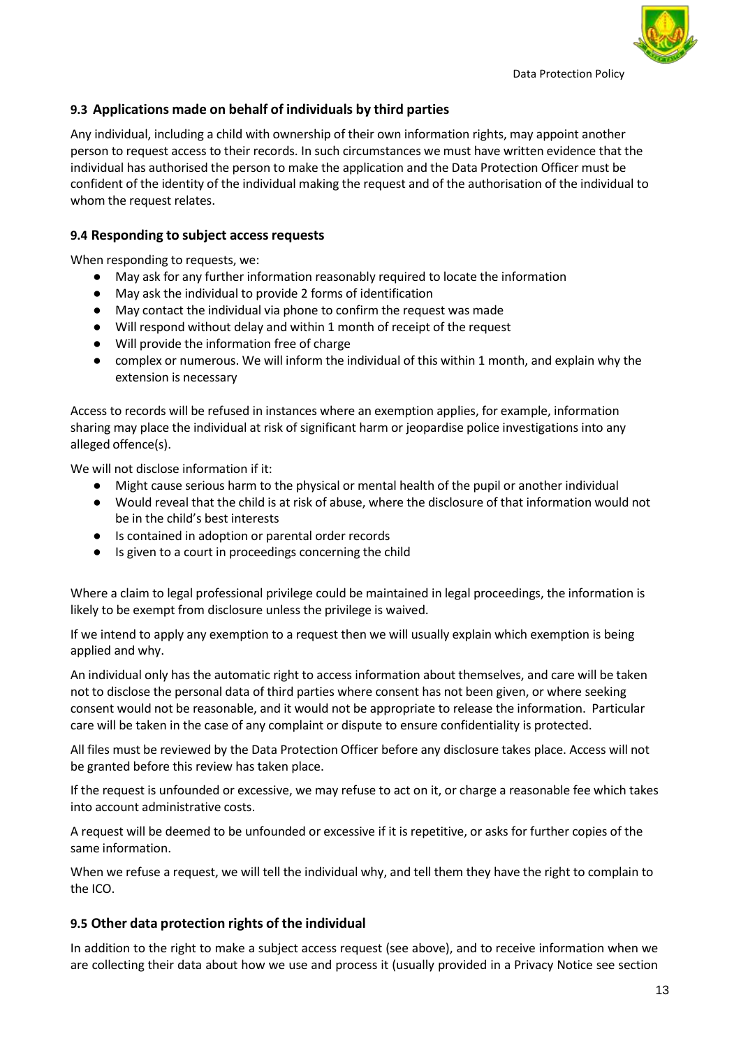### 9.3 Applications made on behalf of individuals by third parties

Any individual, including a child with ownership of their own information rights, may appoint another person to request access to their records. In such circumstances we must have written evidence that the individual has authorised the person to make the application and the Data Protection Officer must be confident of the identity of the individual making the request and of the authorisation of the individual to whom the request relates.

### 9.4 Responding to subject access requests

When responding to requests, we:

- May ask for any further information reasonably required to locate the information
- May ask the individual to provide 2 forms of identification
- May contact the individual via phone to confirm the request was made
- Will respond without delay and within 1 month of receipt of the request
- Will provide the information free of charge
- complex or numerous. We will inform the individual of this within 1 month, and explain why the extension is necessary

Access to records will be refused in instances where an exemption applies, for example, information sharing may place the individual at risk of significant harm or jeopardise police investigations into any alleged offence(s).

We will not disclose information if it:

- Might cause serious harm to the physical or mental health of the pupil or another individual
- Would reveal that the child is at risk of abuse, where the disclosure of that information would not be in the child's best interests
- Is contained in adoption or parental order records
- Is given to a court in proceedings concerning the child

Where a claim to legal professional privilege could be maintained in legal proceedings, the information is likely to be exempt from disclosure unless the privilege is waived.

If we intend to apply any exemption to a request then we will usually explain which exemption is being applied and why.

An individual only has the automatic right to access information about themselves, and care will be taken not to disclose the personal data of third parties where consent has not been given, or where seeking consent would not be reasonable, and it would not be appropriate to release the information. Particular care will be taken in the case of any complaint or dispute to ensure confidentiality is protected.

All files must be reviewed by the Data Protection Officer before any disclosure takes place. Access will not be granted before this review has taken place.

If the request is unfounded or excessive, we may refuse to act on it, or charge a reasonable fee which takes into account administrative costs.

A request will be deemed to be unfounded or excessive if it is repetitive, or asks for further copies of the same information.

When we refuse a request, we will tell the individual why, and tell them they have the right to complain to the ICO.

### 9.5 Other data protection rights of the individual

In addition to the right to make a subject access request (see above), and to receive information when we are collecting their data about how we use and process it (usually provided in a Privacy Notice see section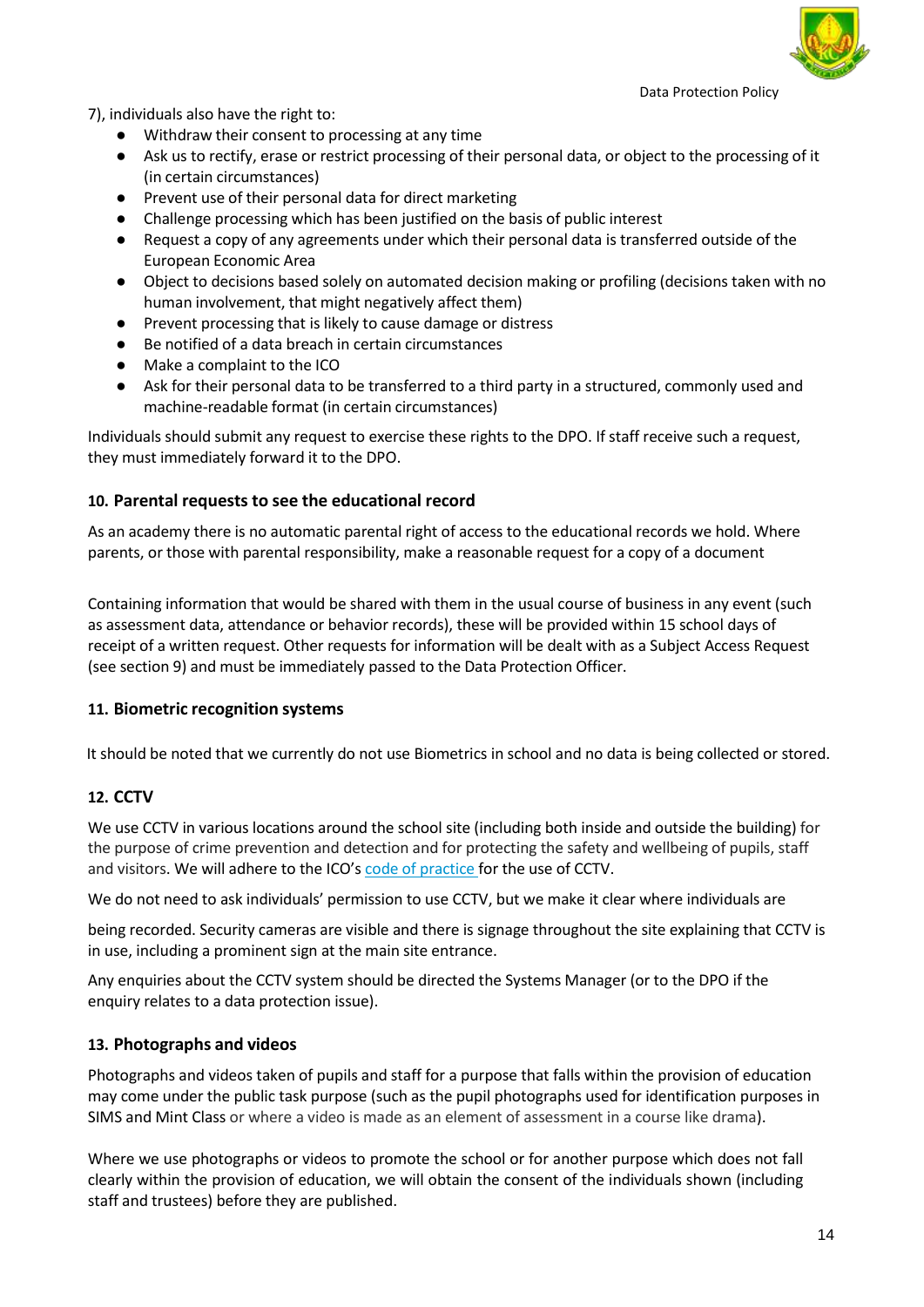7), individuals also have the right to:

- Withdraw their consent to processing at any time
- Ask us to rectify, erase or restrict processing of their personal data, or object to the processing of it (in certain circumstances)
- Prevent use of their personal data for direct marketing
- Challenge processing which has been justified on the basis of public interest
- Request a copy of any agreements under which their personal data is transferred outside of the European Economic Area
- Object to decisions based solely on automated decision making or profiling (decisions taken with no human involvement, that might negatively affect them)
- Prevent processing that is likely to cause damage or distress
- Be notified of a data breach in certain circumstances
- Make a complaint to the ICO
- Ask for their personal data to be transferred to a third party in a structured, commonly used and machine-readable format (in certain circumstances)

Individuals should submit any request to exercise these rights to the DPO. If staff receive such a request, they must immediately forward it to the DPO.

### 10. Parental requests to see the educational record

As an academy there is no automatic parental right of access to the educational records we hold. Where parents, or those with parental responsibility, make a reasonable request for a copy of a document

Containing information that would be shared with them in the usual course of business in any event (such as assessment data, attendance or behavior records), these will be provided within 15 school days of receipt of a written request. Other requests for information will be dealt with as a Subject Access Request (see section 9) and must be immediately passed to the Data Protection Officer.

### 11. Biometric recognition systems

It should be noted that we currently do not use Biometrics in school and no data is being collected or stored.

### 12. CCTV

We use CCTV in various locations around the school site (including both inside and outside the building) for the purpose of crime prevention and detection and for protecting the safety and wellbeing of pupils, staff and visitors. We will adhere to the ICO's code of practice for the use of CCTV.

We do not need to ask individuals' permission to use CCTV, but we make it clear where individuals are

being recorded. Security cameras are visible and there is signage throughout the site explaining that CCTV is in use, including a prominent sign at the main site entrance.

Any enquiries about the CCTV system should be directed the Systems Manager (or to the DPO if the enquiry relates to a data protection issue).

### 13. Photographs and videos

Photographs and videos taken of pupils and staff for a purpose that falls within the provision of education may come under the public task purpose (such as the pupil photographs used for identification purposes in SIMS and Mint Class or where a video is made as an element of assessment in a course like drama).

Where we use photographs or videos to promote the school or for another purpose which does not fall clearly within the provision of education, we will obtain the consent of the individuals shown (including staff and trustees) before they are published.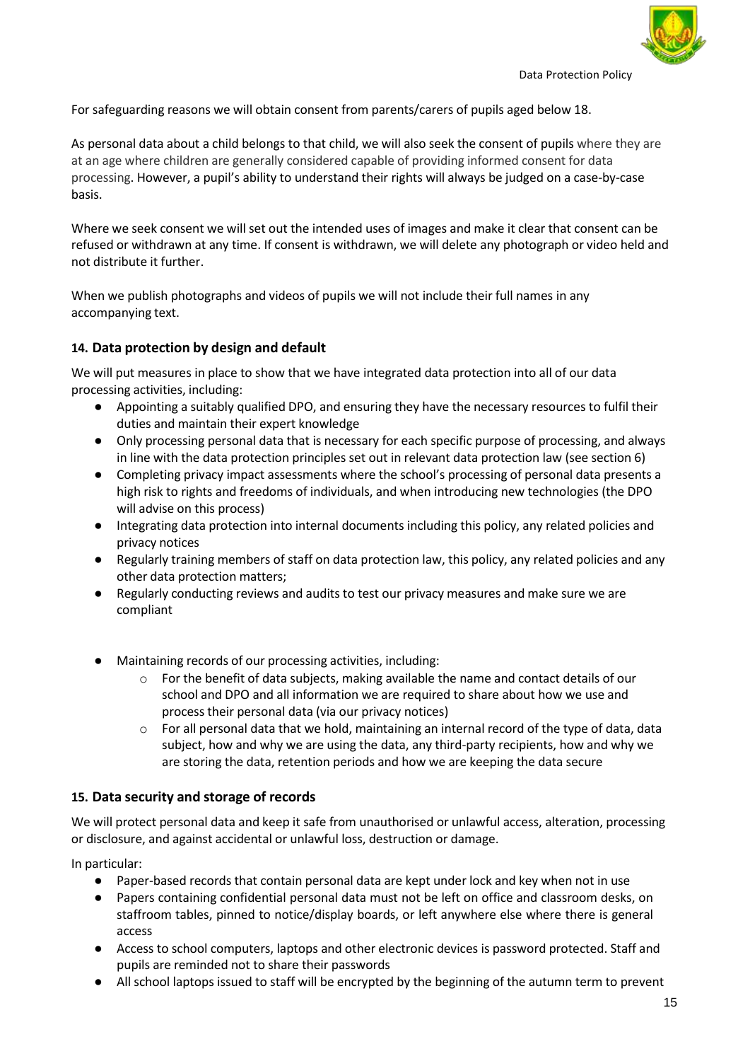For safeguarding reasons we will obtain consent from parents/carers of pupils aged below 18.

As personal data about a child belongs to that child, we will also seek the consent of pupils where they are at an age where children are generally considered capable of providing informed consent for data processing. However, a pupil's ability to understand their rights will always be judged on a case-by-case basis.

Where we seek consent we will set out the intended uses of images and make it clear that consent can be refused or withdrawn at any time. If consent is withdrawn, we will delete any photograph or video held and not distribute it further.

When we publish photographs and videos of pupils we will not include their full names in any accompanying text.

## 14. Data protection by design and default

We will put measures in place to show that we have integrated data protection into all of our data processing activities, including:

- Appointing a suitably qualified DPO, and ensuring they have the necessary resources to fulfil their duties and maintain their expert knowledge
- Only processing personal data that is necessary for each specific purpose of processing, and always in line with the data protection principles set out in relevant data protection law (see section 6)
- Completing privacy impact assessments where the school's processing of personal data presents a high risk to rights and freedoms of individuals, and when introducing new technologies (the DPO will advise on this process)
- Integrating data protection into internal documents including this policy, any related policies and privacy notices
- Regularly training members of staff on data protection law, this policy, any related policies and any other data protection matters;
- Regularly conducting reviews and audits to test our privacy measures and make sure we are compliant
- Maintaining records of our processing activities, including:
    - For the benefit of data subjects, making available the name and contact details of our school and DPO and all information we are required to share about how we use and process their personal data (via our privacy notices)
    - For all personal data that we hold, maintaining an internal record of the type of data, data subject, how and why we are using the data, any third-party recipients, how and why we are storing the data, retention periods and how we are keeping the data secure

## 15. Data security and storage of records

We will protect personal data and keep it safe from unauthorised or unlawful access, alteration, processing or disclosure, and against accidental or unlawful loss, destruction or damage.

In particular:

- Paper-based records that contain personal data are kept under lock and key when not in use
- Papers containing confidential personal data must not be left on office and classroom desks, on staffroom tables, pinned to notice/display boards, or left anywhere else where there is general access
- Access to school computers, laptops and other electronic devices is password protected. Staff and pupils are reminded not to share their passwords
- All school laptops issued to staff will be encrypted by the beginning of the autumn term to prevent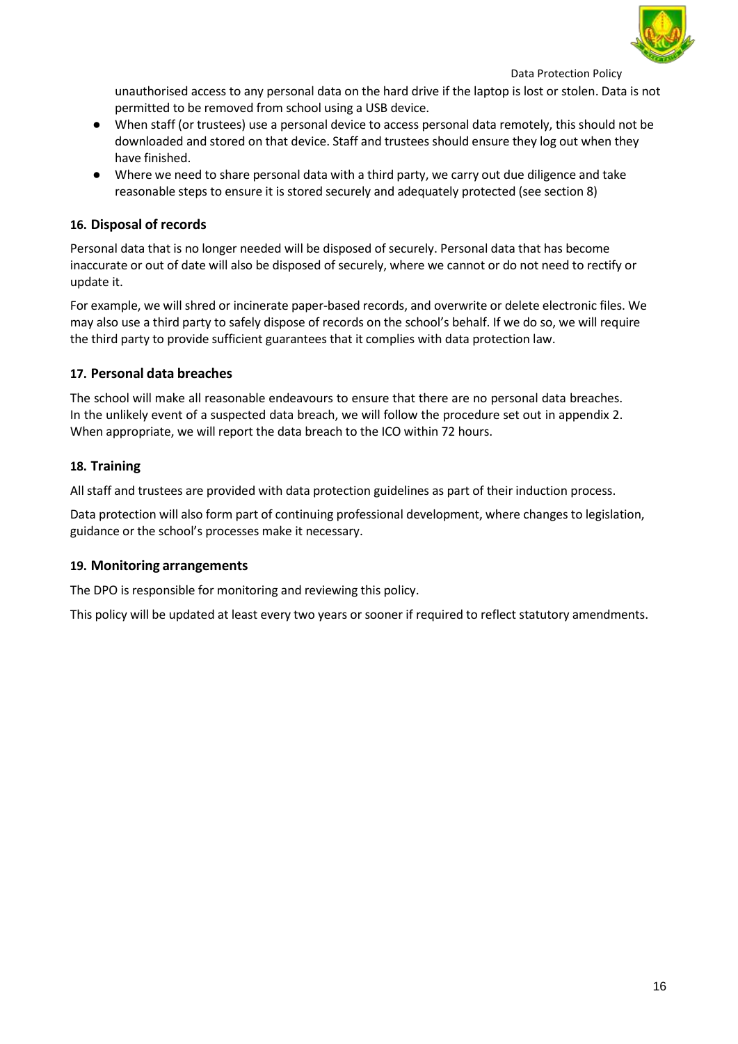unauthorised access to any personal data on the hard drive if the laptop is lost or stolen. Data is not permitted to be removed from school using a USB device.

- When staff (or trustees) use a personal device to access personal data remotely, this should not be downloaded and stored on that device. Staff and trustees should ensure they log out when they have finished.
- Where we need to share personal data with a third party, we carry out due diligence and take reasonable steps to ensure it is stored securely and adequately protected (see section 8)

## 16. Disposal of records

Personal data that is no longer needed will be disposed of securely. Personal data that has become inaccurate or out of date will also be disposed of securely, where we cannot or do not need to rectify or update it.

For example, we will shred or incinerate paper-based records, and overwrite or delete electronic files. We may also use a third party to safely dispose of records on the school's behalf. If we do so, we will require the third party to provide sufficient guarantees that it complies with data protection law.

## 17. Personal data breaches

The school will make all reasonable endeavours to ensure that there are no personal data breaches. In the unlikely event of a suspected data breach, we will follow the procedure set out in appendix 2. When appropriate, we will report the data breach to the ICO within 72 hours.

## 18. Training

All staff and trustees are provided with data protection guidelines as part of their induction process.

Data protection will also form part of continuing professional development, where changes to legislation, guidance or the school's processes make it necessary.

## 19. Monitoring arrangements

The DPO is responsible for monitoring and reviewing this policy.

This policy will be updated at least every two years or sooner if required to reflect statutory amendments.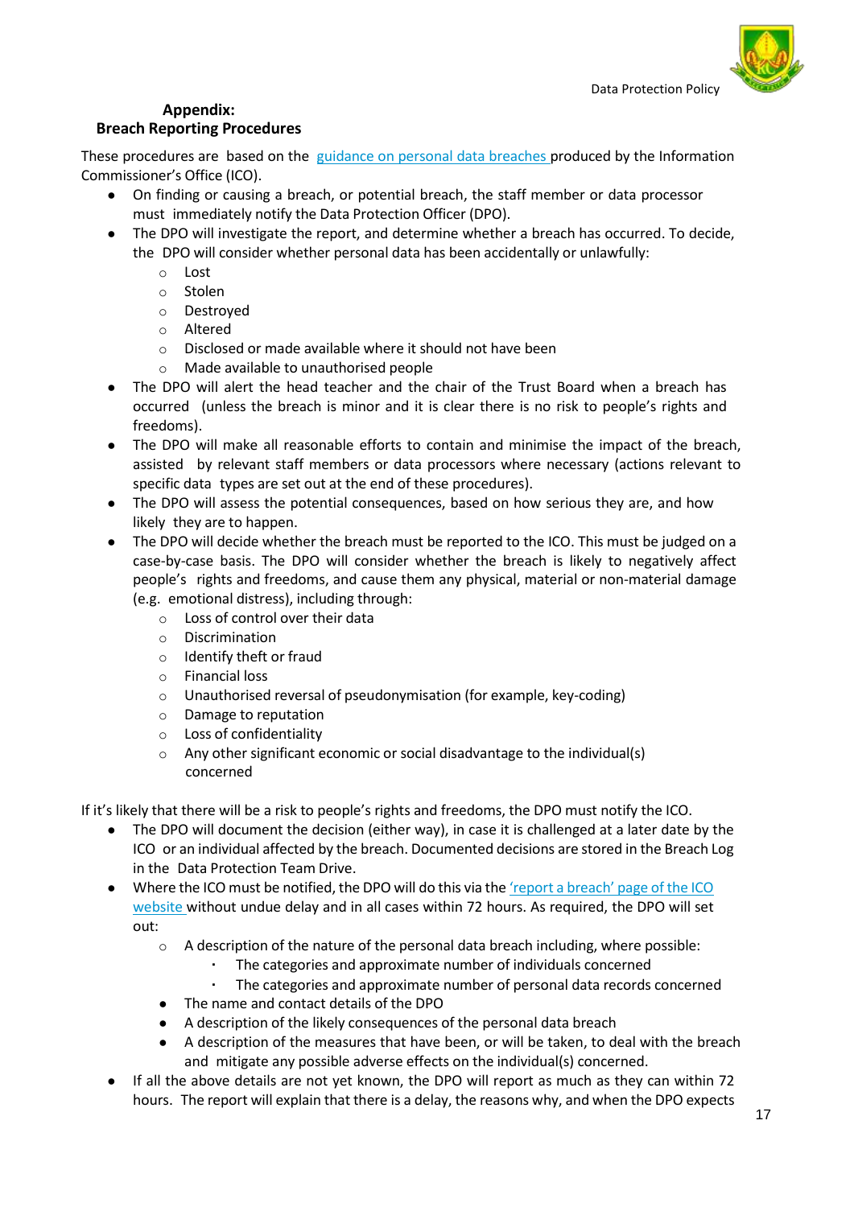## Appendix:
## Breach Reporting Procedures

These procedures are based on the guidance on personal data breaches produced by the Information Commissioner's Office (ICO).

- On finding or causing a breach, or potential breach, the staff member or data processor must immediately notify the Data Protection Officer (DPO).
- The DPO will investigate the report, and determine whether a breach has occurred. To decide, the DPO will consider whether personal data has been accidentally or unlawfully:
  - Lost
  - Stolen
  - Destroyed
  - Altered
  - Disclosed or made available where it should not have been
  - Made available to unauthorised people
- The DPO will alert the head teacher and the chair of the Trust Board when a breach has occurred (unless the breach is minor and it is clear there is no risk to people's rights and freedoms).
- The DPO will make all reasonable efforts to contain and minimise the impact of the breach, assisted by relevant staff members or data processors where necessary (actions relevant to specific data types are set out at the end of these procedures).
- The DPO will assess the potential consequences, based on how serious they are, and how likely they are to happen.
- The DPO will decide whether the breach must be reported to the ICO. This must be judged on a case-by-case basis. The DPO will consider whether the breach is likely to negatively affect people's rights and freedoms, and cause them any physical, material or non-material damage (e.g. emotional distress), including through:
  - Loss of control over their data
  - Discrimination
  - Identify theft or fraud
  - Financial loss
  - Unauthorised reversal of pseudonymisation (for example, key-coding)
  - Damage to reputation
  - Loss of confidentiality
  - Any other significant economic or social disadvantage to the individual(s) concerned

If it's likely that there will be a risk to people's rights and freedoms, the DPO must notify the ICO.

- The DPO will document the decision (either way), in case it is challenged at a later date by the ICO or an individual affected by the breach. Documented decisions are stored in the Breach Log in the Data Protection Team Drive.
- Where the ICO must be notified, the DPO will do this via the 'report a breach' page of the ICO website without undue delay and in all cases within 72 hours. As required, the DPO will set out:
  - A description of the nature of the personal data breach including, where possible:
    - The categories and approximate number of individuals concerned
    - The categories and approximate number of personal data records concerned
  - The name and contact details of the DPO
  - A description of the likely consequences of the personal data breach
  - A description of the measures that have been, or will be taken, to deal with the breach and mitigate any possible adverse effects on the individual(s) concerned.
- If all the above details are not yet known, the DPO will report as much as they can within 72 hours. The report will explain that there is a delay, the reasons why, and when the DPO expects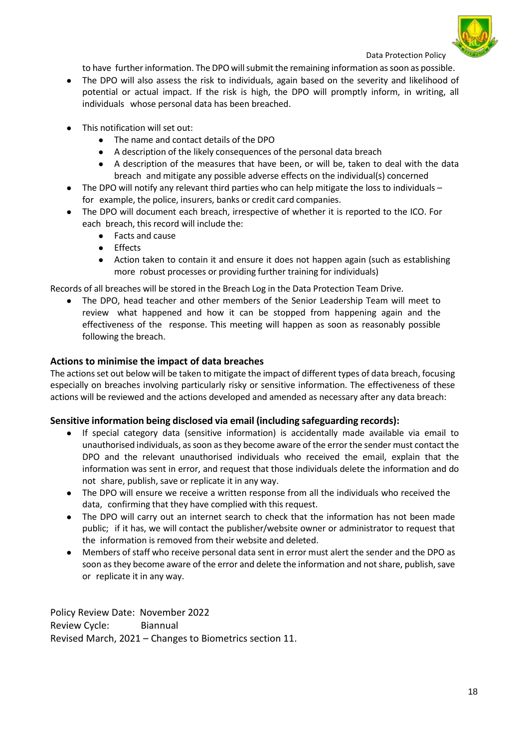to have further information. The DPO will submit the remaining information as soon as possible.

- The DPO will also assess the risk to individuals, again based on the severity and likelihood of potential or actual impact. If the risk is high, the DPO will promptly inform, in writing, all individuals whose personal data has been breached.
- This notification will set out:
  - The name and contact details of the DPO
  - A description of the likely consequences of the personal data breach
  - A description of the measures that have been, or will be, taken to deal with the data breach and mitigate any possible adverse effects on the individual(s) concerned
- The DPO will notify any relevant third parties who can help mitigate the loss to individuals – for example, the police, insurers, banks or credit card companies.
- The DPO will document each breach, irrespective of whether it is reported to the ICO. For each breach, this record will include the:
  - Facts and cause
  - Effects
  - Action taken to contain it and ensure it does not happen again (such as establishing more robust processes or providing further training for individuals)

Records of all breaches will be stored in the Breach Log in the Data Protection Team Drive.

- The DPO, head teacher and other members of the Senior Leadership Team will meet to review what happened and how it can be stopped from happening again and the effectiveness of the response. This meeting will happen as soon as reasonably possible following the breach.

### Actions to minimise the impact of data breaches

The actions set out below will be taken to mitigate the impact of different types of data breach, focusing especially on breaches involving particularly risky or sensitive information. The effectiveness of these actions will be reviewed and the actions developed and amended as necessary after any data breach:

### Sensitive information being disclosed via email (including safeguarding records):

- If special category data (sensitive information) is accidentally made available via email to unauthorised individuals, as soon as they become aware of the error the sender must contact the DPO and the relevant unauthorised individuals who received the email, explain that the information was sent in error, and request that those individuals delete the information and do not share, publish, save or replicate it in any way.
- The DPO will ensure we receive a written response from all the individuals who received the data, confirming that they have complied with this request.
- The DPO will carry out an internet search to check that the information has not been made public; if it has, we will contact the publisher/website owner or administrator to request that the information is removed from their website and deleted.
- Members of staff who receive personal data sent in error must alert the sender and the DPO as soon as they become aware of the error and delete the information and not share, publish, save or replicate it in any way.

Policy Review Date: November 2022
Review Cycle: Biannual
Revised March, 2021 – Changes to Biometrics section 11.